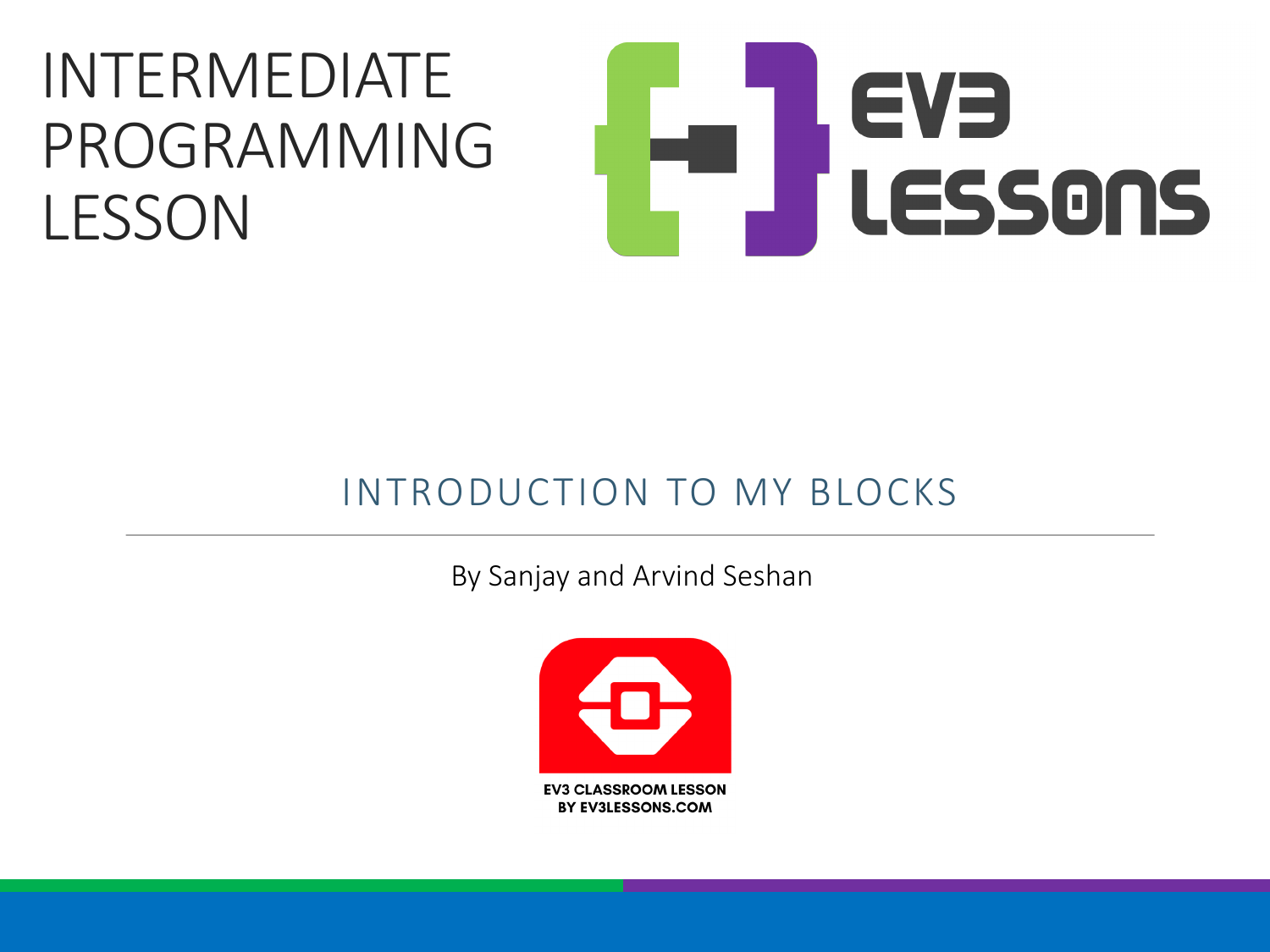# INTERMEDIATE PROGRAMMING LESSON

EV3 LESSONS

## INTRODUCTION TO MY BLOCKS

By Sanjay and Arvind Seshan

EV3 CLASSROOM LESSON
BY EV3LESSONS.COM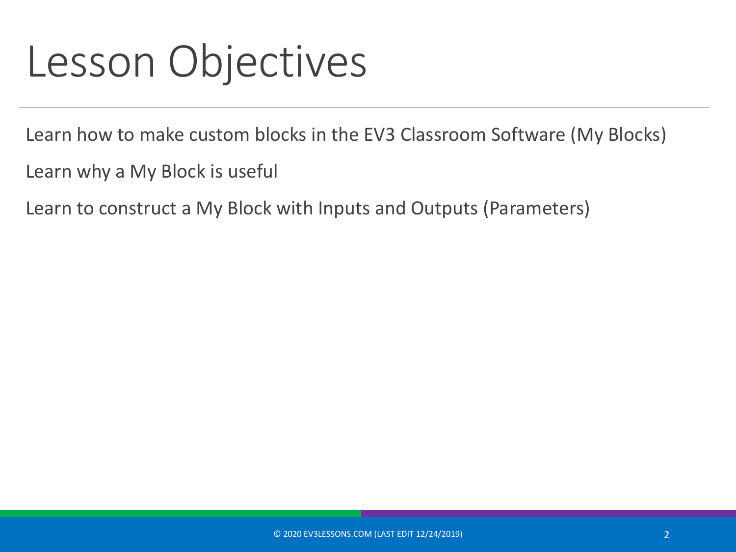# Lesson Objectives

Learn how to make custom blocks in the EV3 Classroom Software (My Blocks)

Learn why a My Block is useful

Learn to construct a My Block with Inputs and Outputs (Parameters)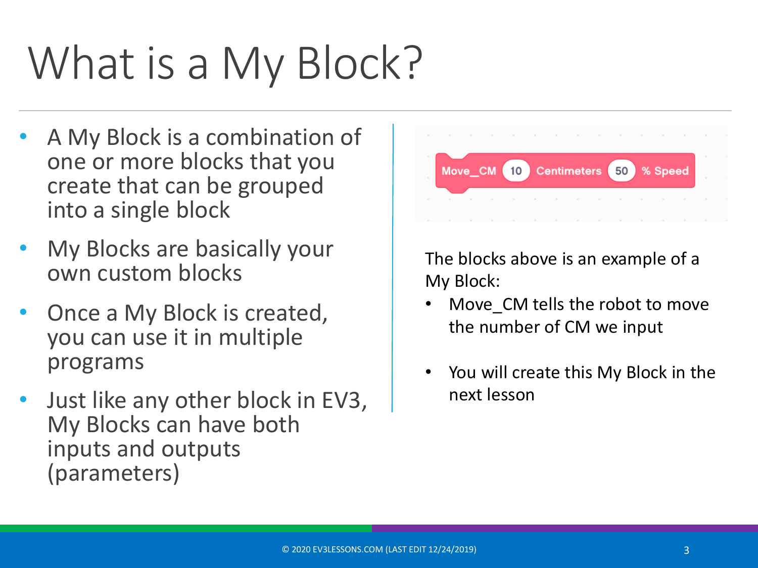# What is a My Block?

- A My Block is a combination of one or more blocks that you create that can be grouped into a single block
- My Blocks are basically your own custom blocks
- Once a My Block is created, you can use it in multiple programs
- Just like any other block in EV3, My Blocks can have both inputs and outputs (parameters)

Move_CM 10 Centimeters 50 % Speed

The blocks above is an example of a My Block:

- Move_CM tells the robot to move the number of CM we input
- You will create this My Block in the next lesson

© 2020 EV3LESSONS.COM (LAST EDIT 12/24/2019)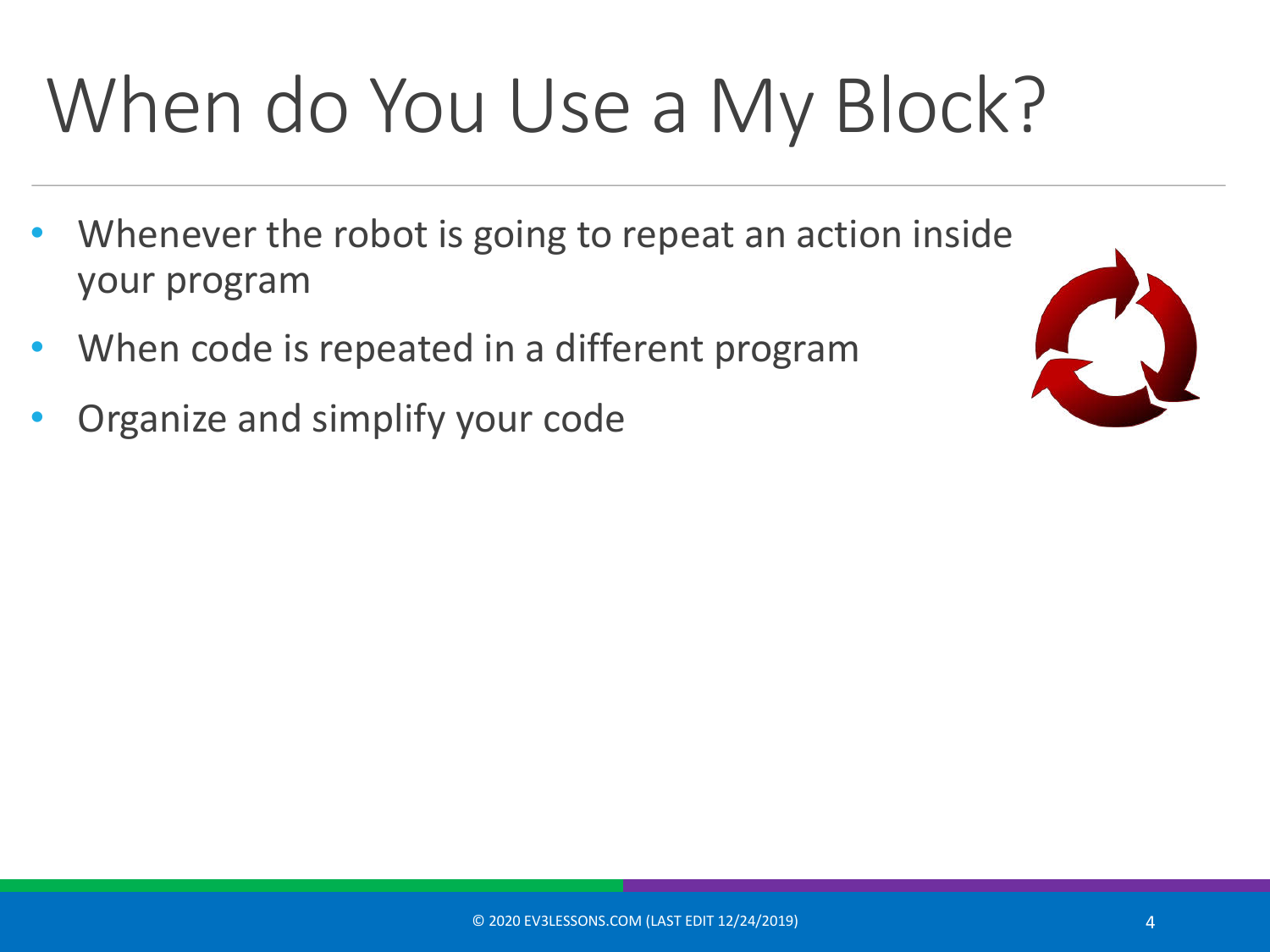# When do You Use a My Block?

- Whenever the robot is going to repeat an action inside your program
- When code is repeated in a different program
- Organize and simplify your code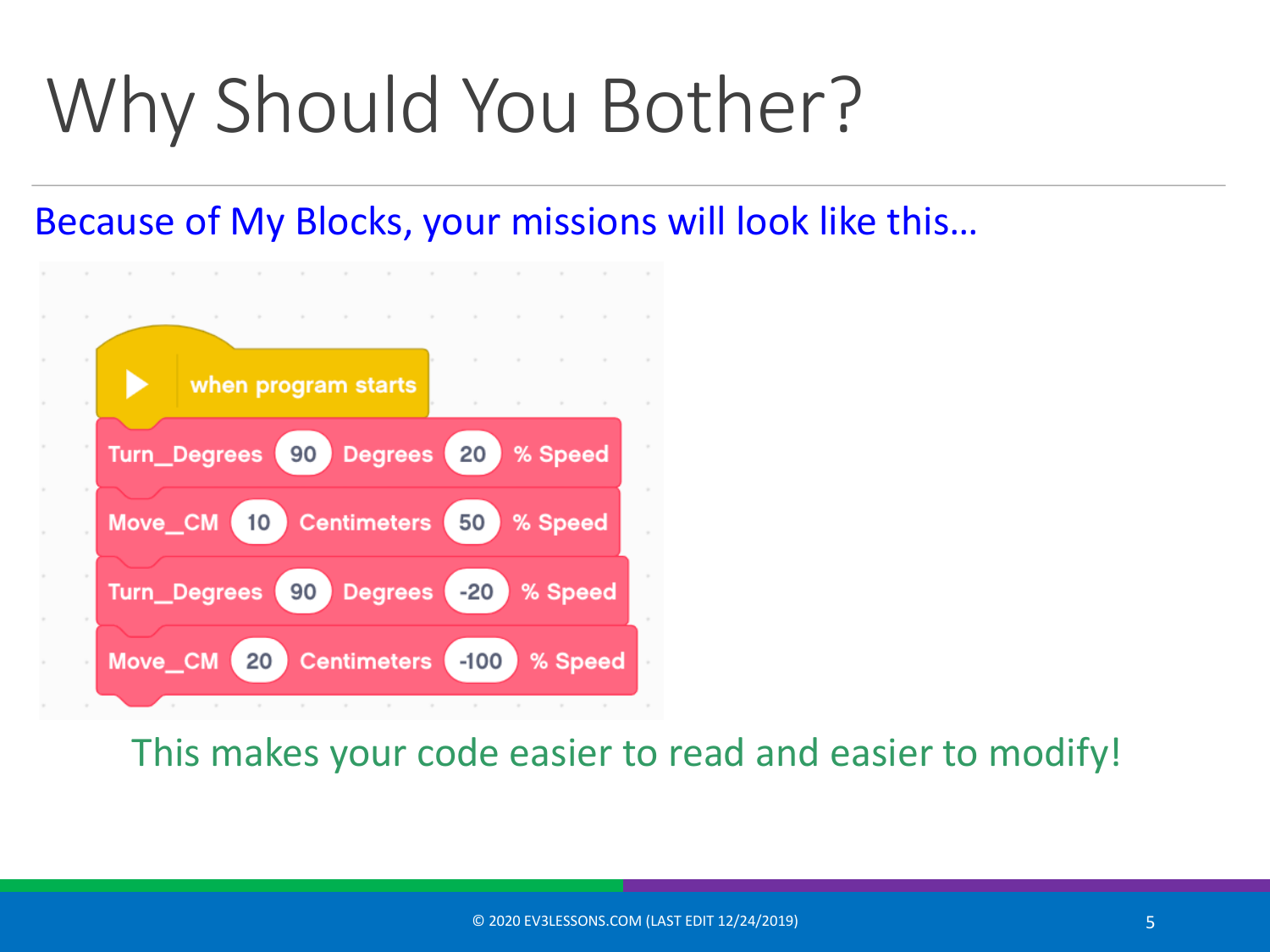# Why Should You Bother?

Because of My Blocks, your missions will look like this…

```
when program starts
Turn_Degrees 90 Degrees 20 % Speed
Move_CM 10 Centimeters 50 % Speed
Turn_Degrees 90 Degrees -20 % Speed
Move_CM 20 Centimeters -100 % Speed
```

This makes your code easier to read and easier to modify!

© 2020 EV3LESSONS.COM (LAST EDIT 12/24/2019)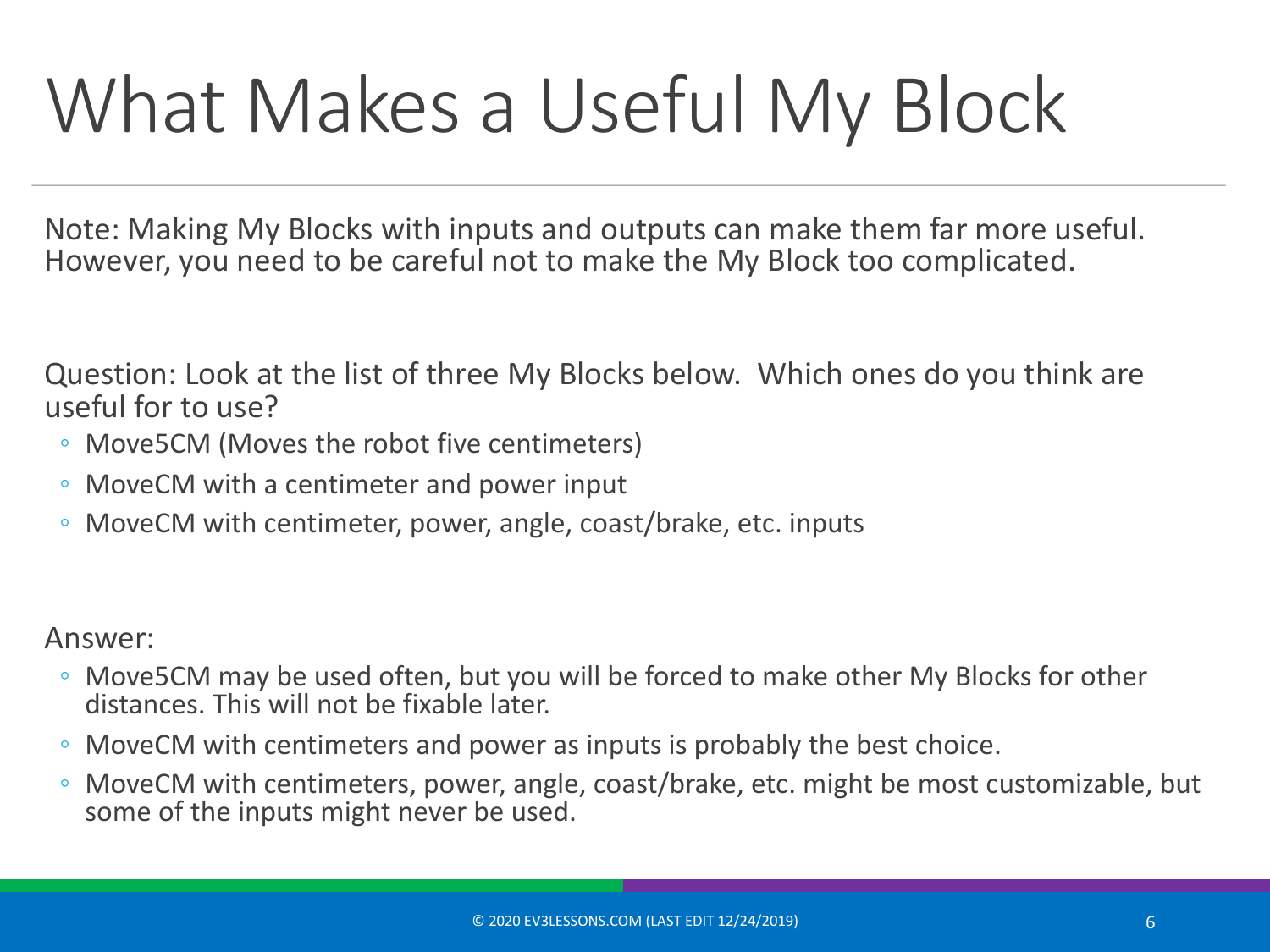# What Makes a Useful My Block

Note: Making My Blocks with inputs and outputs can make them far more useful. However, you need to be careful not to make the My Block too complicated.

Question: Look at the list of three My Blocks below. Which ones do you think are useful for to use?

- Move5CM (Moves the robot five centimeters)
- MoveCM with a centimeter and power input
- MoveCM with centimeter, power, angle, coast/brake, etc. inputs

Answer:

- Move5CM may be used often, but you will be forced to make other My Blocks for other distances. This will not be fixable later.
- MoveCM with centimeters and power as inputs is probably the best choice.
- MoveCM with centimeters, power, angle, coast/brake, etc. might be most customizable, but some of the inputs might never be used.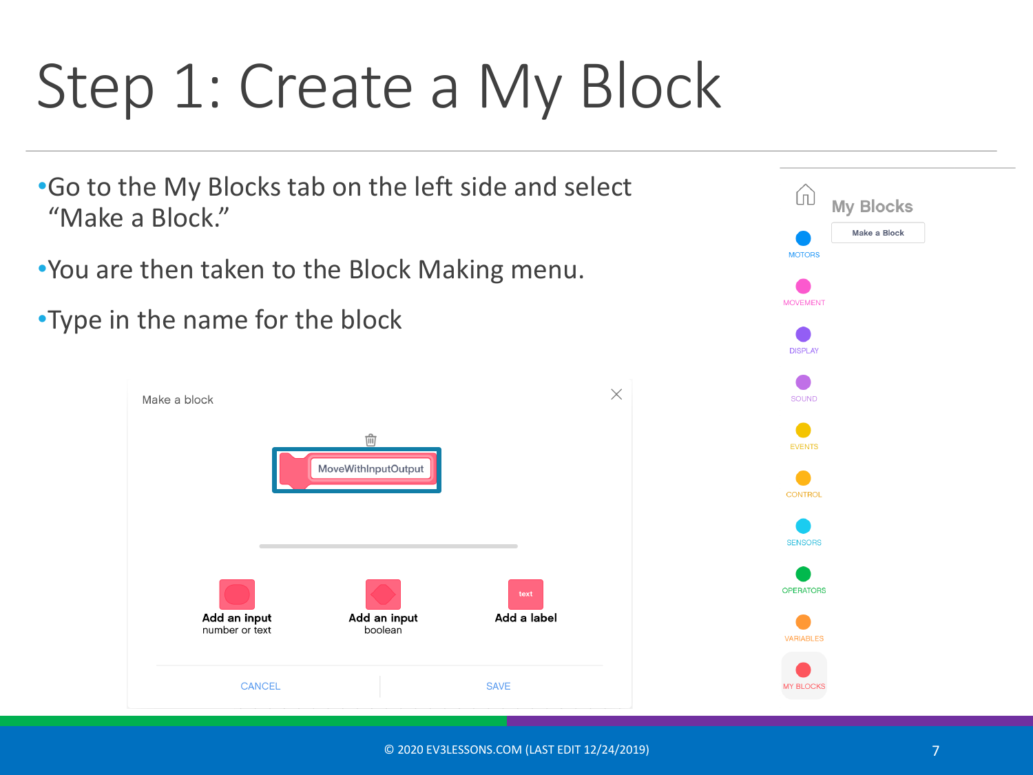# Step 1: Create a My Block

- Go to the My Blocks tab on the left side and select "Make a Block."
- You are then taken to the Block Making menu.
- Type in the name for the block

Make a block

MoveWithInputOutput

Add an input
number or text

Add an input
boolean

text

Add a label

CANCEL

SAVE

My Blocks

Make a Block

MOTORS

MOVEMENT

DISPLAY

SOUND

EVENTS

CONTROL

SENSORS

OPERATORS

VARIABLES

MY BLOCKS

© 2020 EV3LESSONS.COM (LAST EDIT 12/24/2019)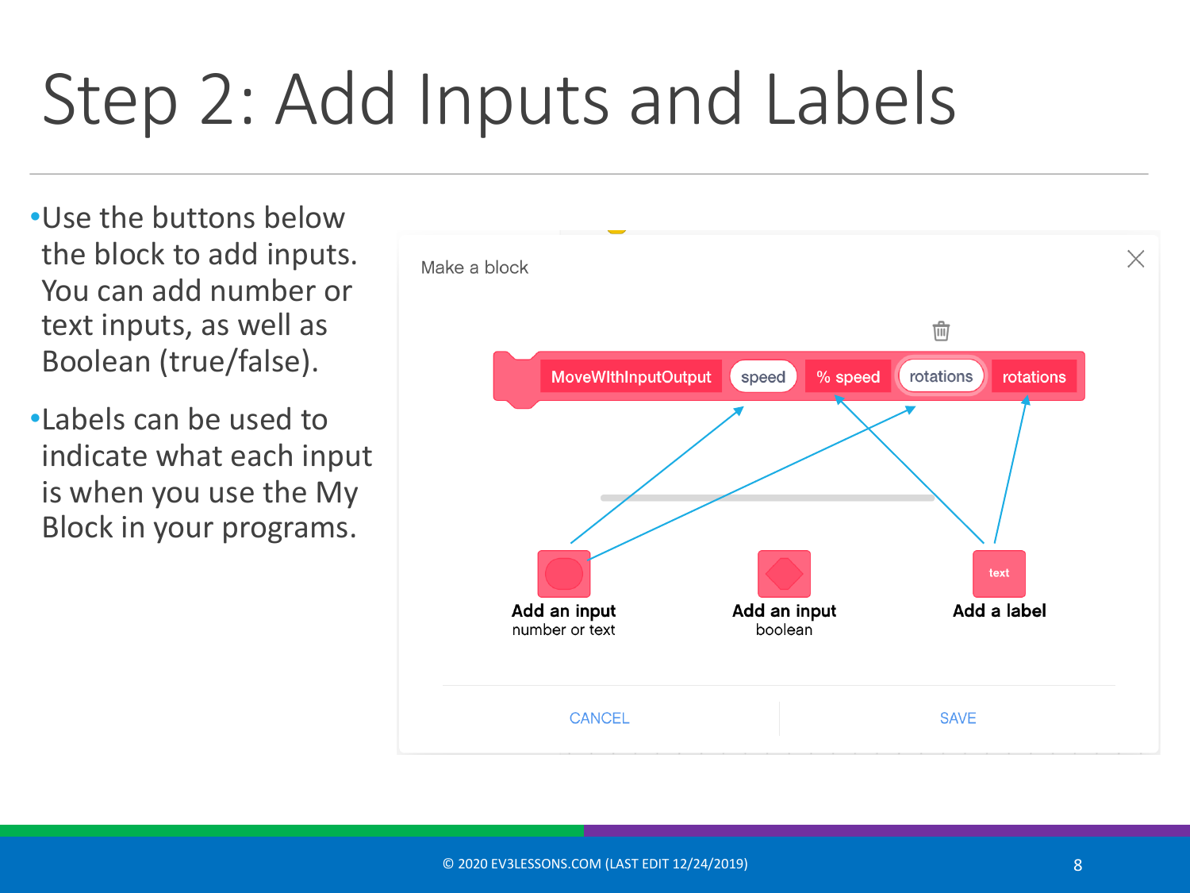# Step 2: Add Inputs and Labels

- Use the buttons below the block to add inputs. You can add number or text inputs, as well as Boolean (true/false).
- Labels can be used to indicate what each input is when you use the My Block in your programs.

Make a block

MoveWIthInputOutput | speed | % speed | rotations | rotations

Add an input
number or text

Add an input
boolean

Add a label

CANCEL SAVE

© 2020 EV3LESSONS.COM (LAST EDIT 12/24/2019)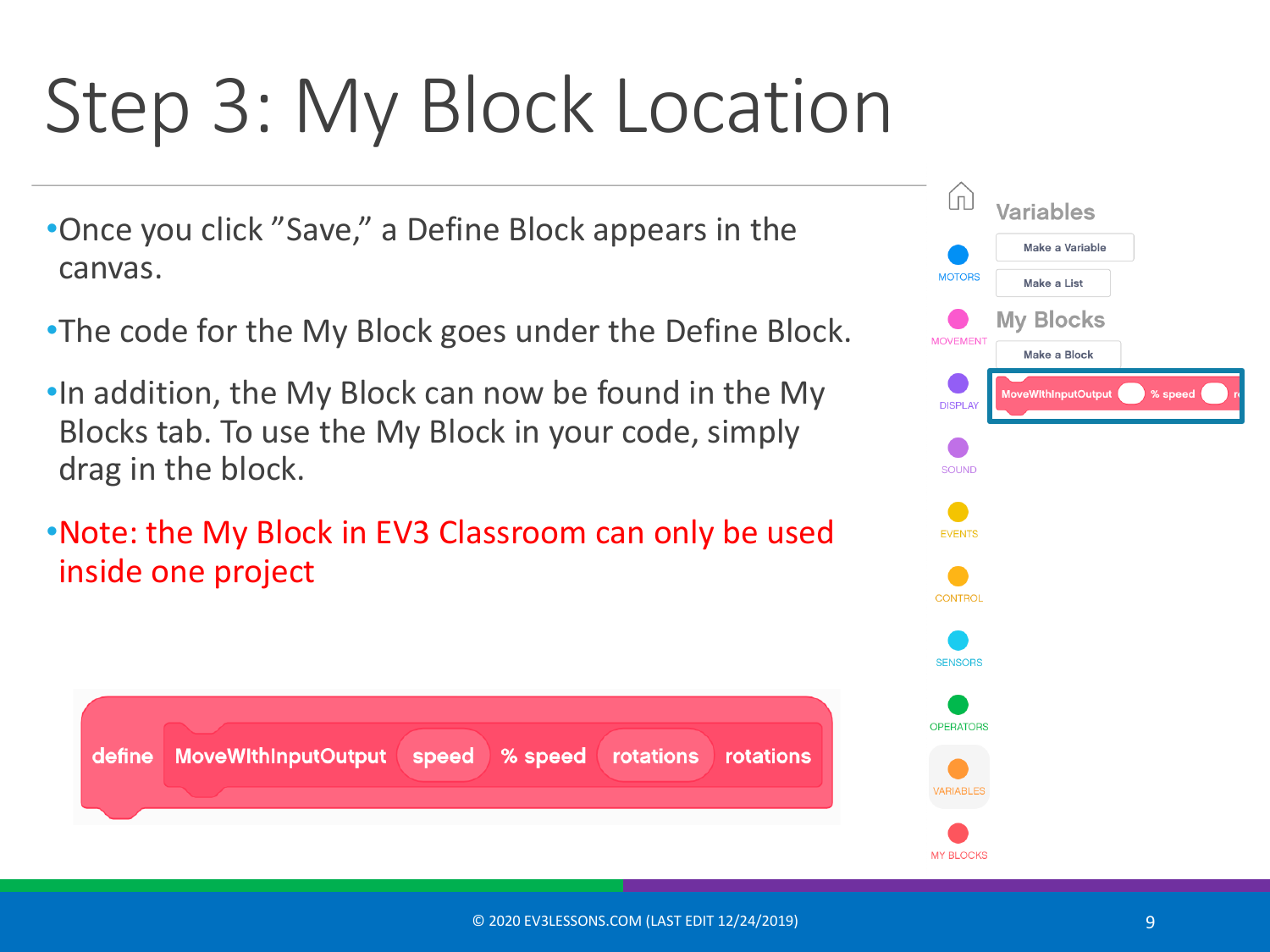# Step 3: My Block Location

- Once you click "Save," a Define Block appears in the canvas.
- The code for the My Block goes under the Define Block.
- In addition, the My Block can now be found in the My Blocks tab. To use the My Block in your code, simply drag in the block.
- Note: the My Block in EV3 Classroom can only be used inside one project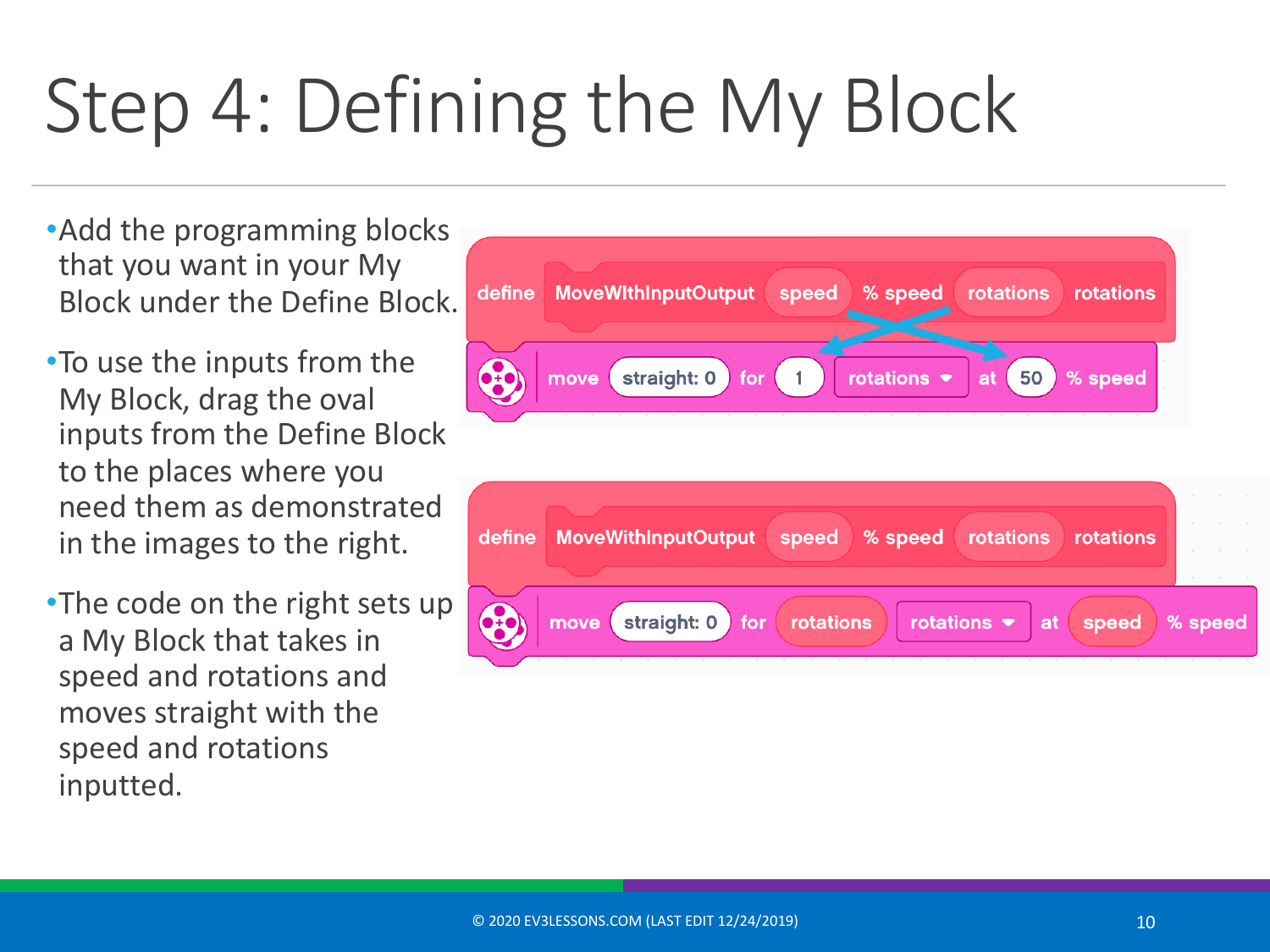# Step 4: Defining the My Block

- Add the programming blocks that you want in your My Block under the Define Block.
- To use the inputs from the My Block, drag the oval inputs from the Define Block to the places where you need them as demonstrated in the images to the right.
- The code on the right sets up a My Block that takes in speed and rotations and moves straight with the speed and rotations inputted.

```
define MoveWithInputOutput (speed) % speed (rotations) rotations
move straight: 0 for 1 rotations at 50 % speed
```

```
define MoveWithInputOutput (speed) % speed (rotations) rotations
move straight: 0 for (rotations) rotations at (speed) % speed
```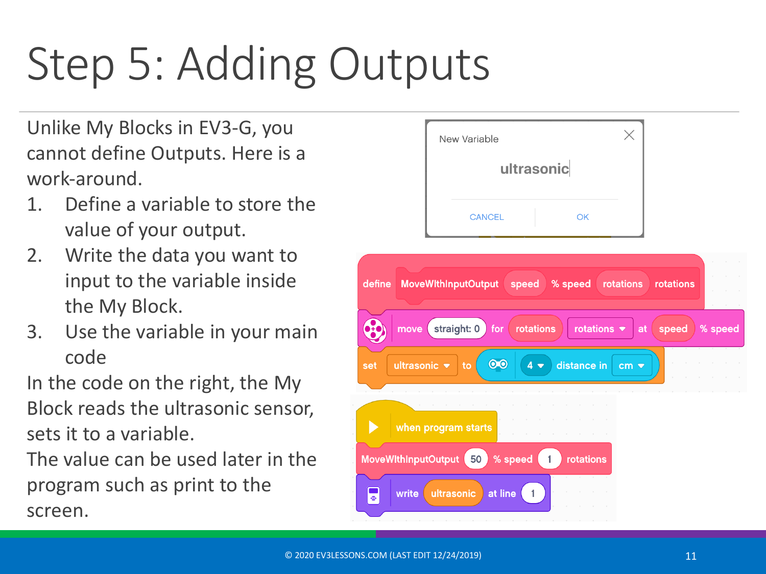# Step 5: Adding Outputs

Unlike My Blocks in EV3-G, you cannot define Outputs. Here is a work-around.

1. Define a variable to store the value of your output.
2. Write the data you want to input to the variable inside the My Block.
3. Use the variable in your main code

In the code on the right, the My Block reads the ultrasonic sensor, sets it to a variable.

The value can be used later in the program such as print to the screen.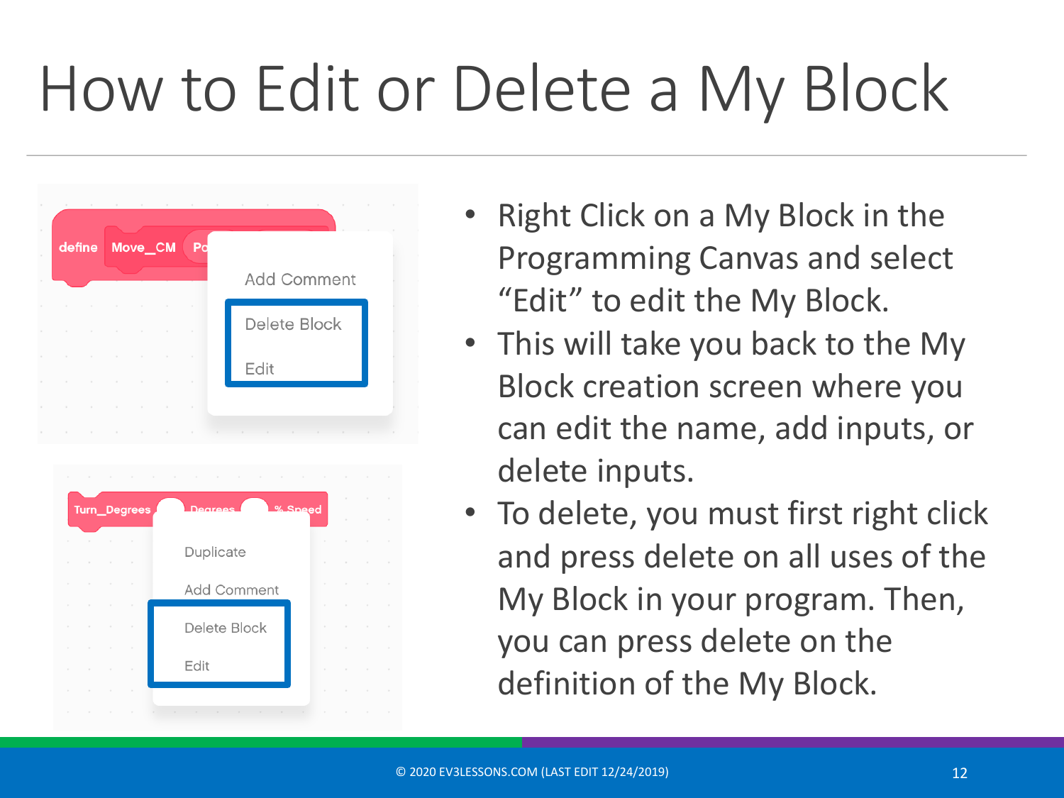# How to Edit or Delete a My Block

- Right Click on a My Block in the Programming Canvas and select “Edit” to edit the My Block.
- This will take you back to the My Block creation screen where you can edit the name, add inputs, or delete inputs.
- To delete, you must first right click and press delete on all uses of the My Block in your program. Then, you can press delete on the definition of the My Block.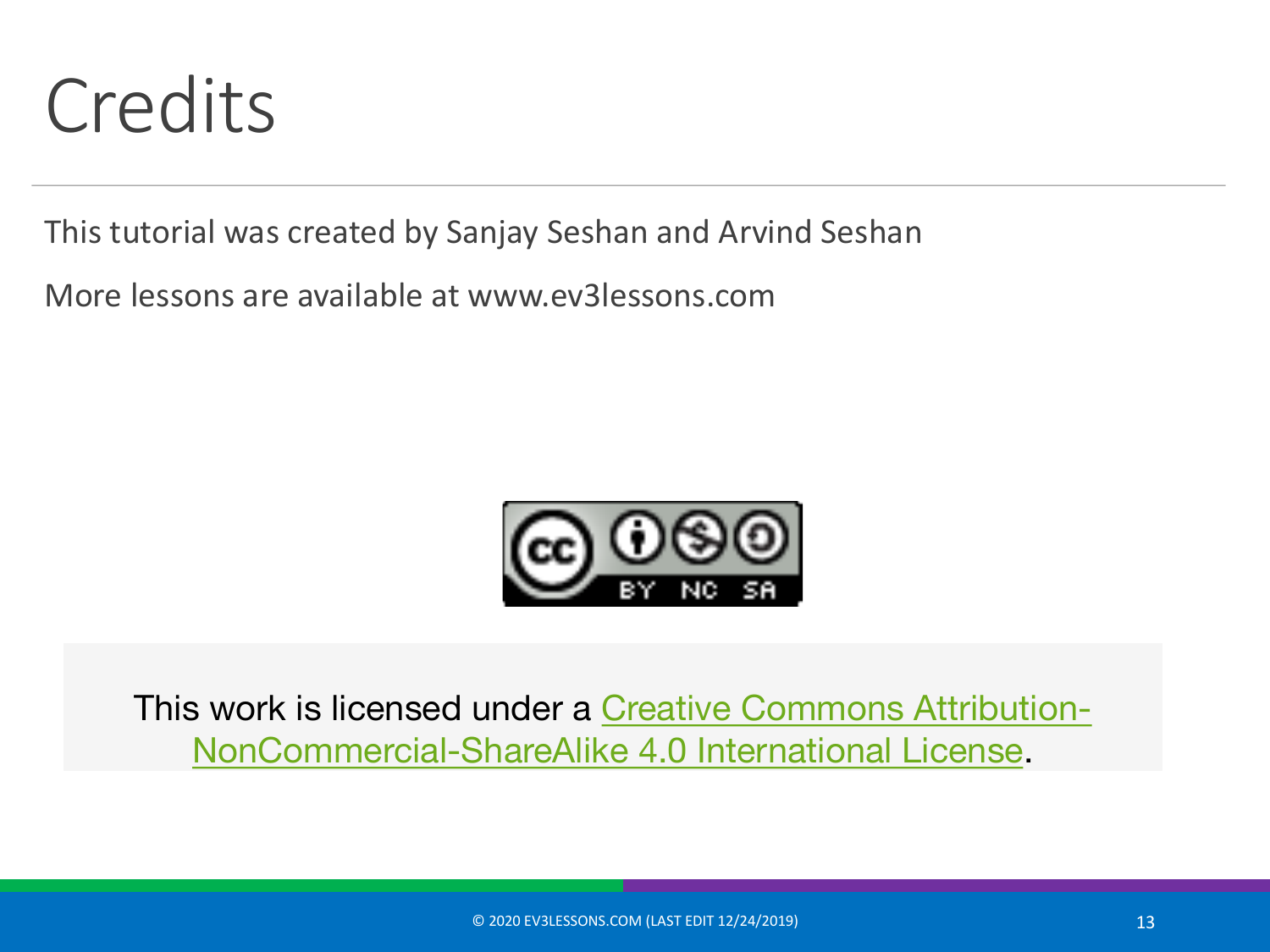# Credits

This tutorial was created by Sanjay Seshan and Arvind Seshan

More lessons are available at www.ev3lessons.com

This work is licensed under a Creative Commons Attribution-NonCommercial-ShareAlike 4.0 International License.